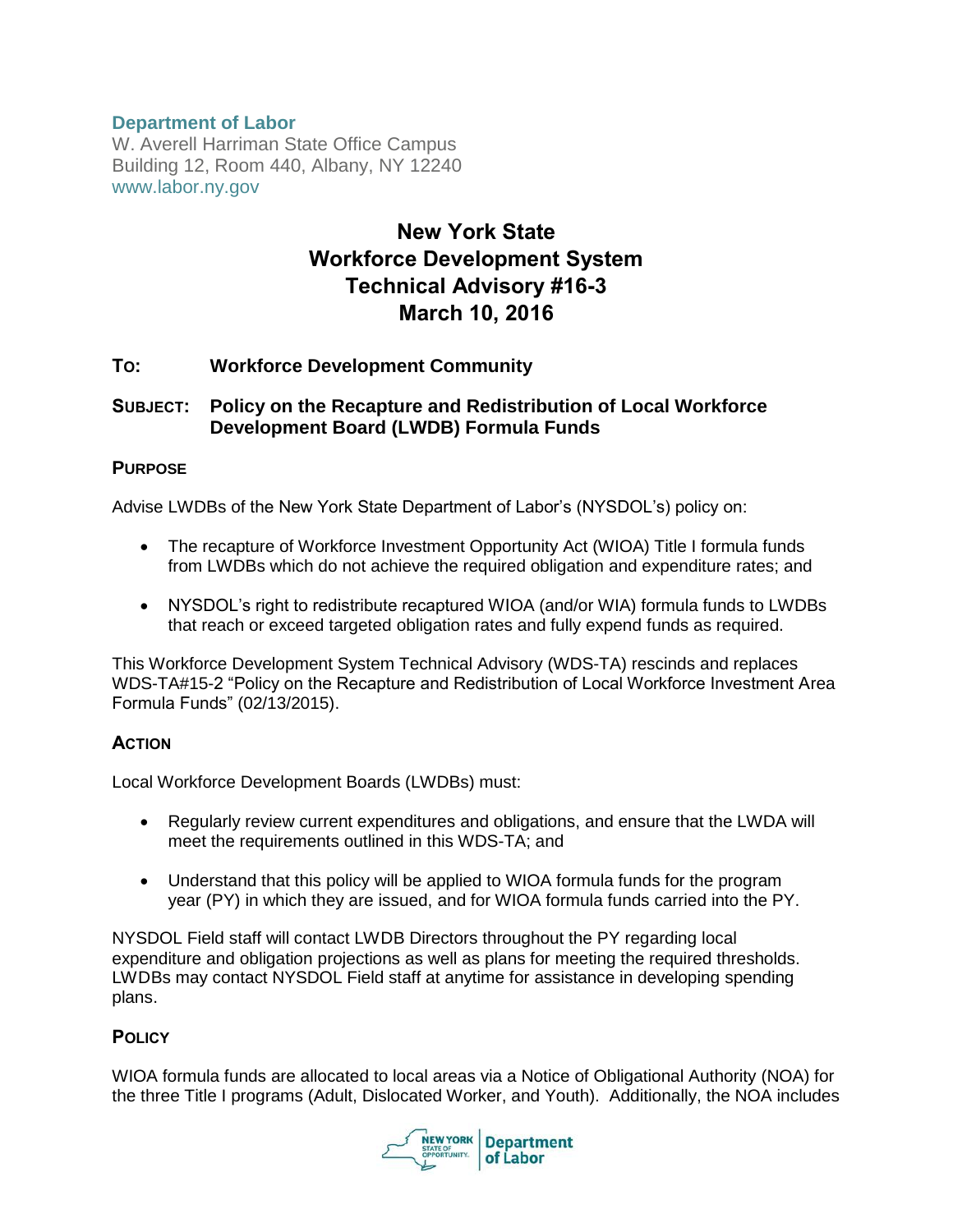**Department of Labor**
W. Averell Harriman State Office Campus
Building 12, Room 440, Albany, NY 12240
www.labor.ny.gov

# New York State Workforce Development System Technical Advisory #16-3 March 10, 2016

**TO:** **Workforce Development Community**

**SUBJECT:** **Policy on the Recapture and Redistribution of Local Workforce Development Board (LWDB) Formula Funds**

## PURPOSE

Advise LWDBs of the New York State Department of Labor's (NYSDOL's) policy on:

- The recapture of Workforce Investment Opportunity Act (WIOA) Title I formula funds from LWDBs which do not achieve the required obligation and expenditure rates; and
- NYSDOL's right to redistribute recaptured WIOA (and/or WIA) formula funds to LWDBs that reach or exceed targeted obligation rates and fully expend funds as required.

This Workforce Development System Technical Advisory (WDS-TA) rescinds and replaces WDS-TA#15-2 "Policy on the Recapture and Redistribution of Local Workforce Investment Area Formula Funds" (02/13/2015).

## ACTION

Local Workforce Development Boards (LWDBs) must:

- Regularly review current expenditures and obligations, and ensure that the LWDA will meet the requirements outlined in this WDS-TA; and
- Understand that this policy will be applied to WIOA formula funds for the program year (PY) in which they are issued, and for WIOA formula funds carried into the PY.

NYSDOL Field staff will contact LWDB Directors throughout the PY regarding local expenditure and obligation projections as well as plans for meeting the required thresholds. LWDBs may contact NYSDOL Field staff at anytime for assistance in developing spending plans.

## POLICY

WIOA formula funds are allocated to local areas via a Notice of Obligational Authority (NOA) for the three Title I programs (Adult, Dislocated Worker, and Youth). Additionally, the NOA includes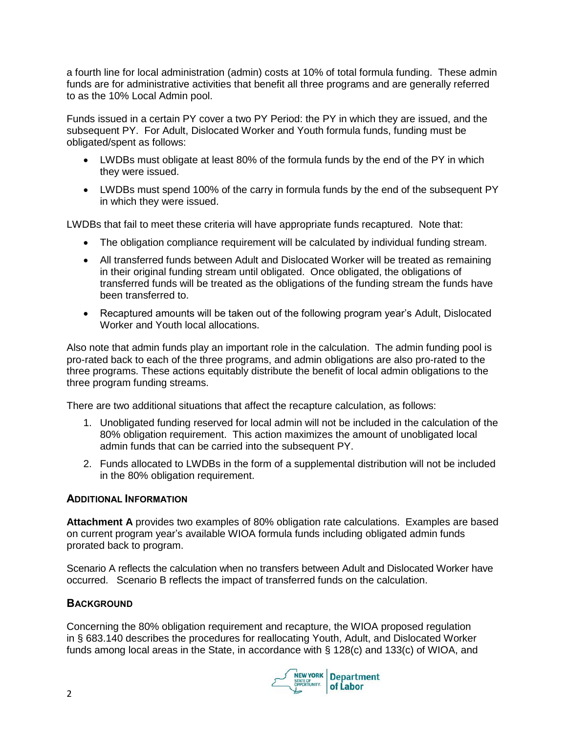a fourth line for local administration (admin) costs at 10% of total formula funding. These admin funds are for administrative activities that benefit all three programs and are generally referred to as the 10% Local Admin pool.

Funds issued in a certain PY cover a two PY Period: the PY in which they are issued, and the subsequent PY. For Adult, Dislocated Worker and Youth formula funds, funding must be obligated/spent as follows:

- LWDBs must obligate at least 80% of the formula funds by the end of the PY in which they were issued.
- LWDBs must spend 100% of the carry in formula funds by the end of the subsequent PY in which they were issued.

LWDBs that fail to meet these criteria will have appropriate funds recaptured. Note that:

- The obligation compliance requirement will be calculated by individual funding stream.
- All transferred funds between Adult and Dislocated Worker will be treated as remaining in their original funding stream until obligated. Once obligated, the obligations of transferred funds will be treated as the obligations of the funding stream the funds have been transferred to.
- Recaptured amounts will be taken out of the following program year's Adult, Dislocated Worker and Youth local allocations.

Also note that admin funds play an important role in the calculation. The admin funding pool is pro-rated back to each of the three programs, and admin obligations are also pro-rated to the three programs. These actions equitably distribute the benefit of local admin obligations to the three program funding streams.

There are two additional situations that affect the recapture calculation, as follows:

1. Unobligated funding reserved for local admin will not be included in the calculation of the 80% obligation requirement. This action maximizes the amount of unobligated local admin funds that can be carried into the subsequent PY.
2. Funds allocated to LWDBs in the form of a supplemental distribution will not be included in the 80% obligation requirement.

## Additional Information

**Attachment A** provides two examples of 80% obligation rate calculations. Examples are based on current program year's available WIOA formula funds including obligated admin funds prorated back to program.

Scenario A reflects the calculation when no transfers between Adult and Dislocated Worker have occurred. Scenario B reflects the impact of transferred funds on the calculation.

## Background

Concerning the 80% obligation requirement and recapture, the WIOA proposed regulation in § 683.140 describes the procedures for reallocating Youth, Adult, and Dislocated Worker funds among local areas in the State, in accordance with § 128(c) and 133(c) of WIOA, and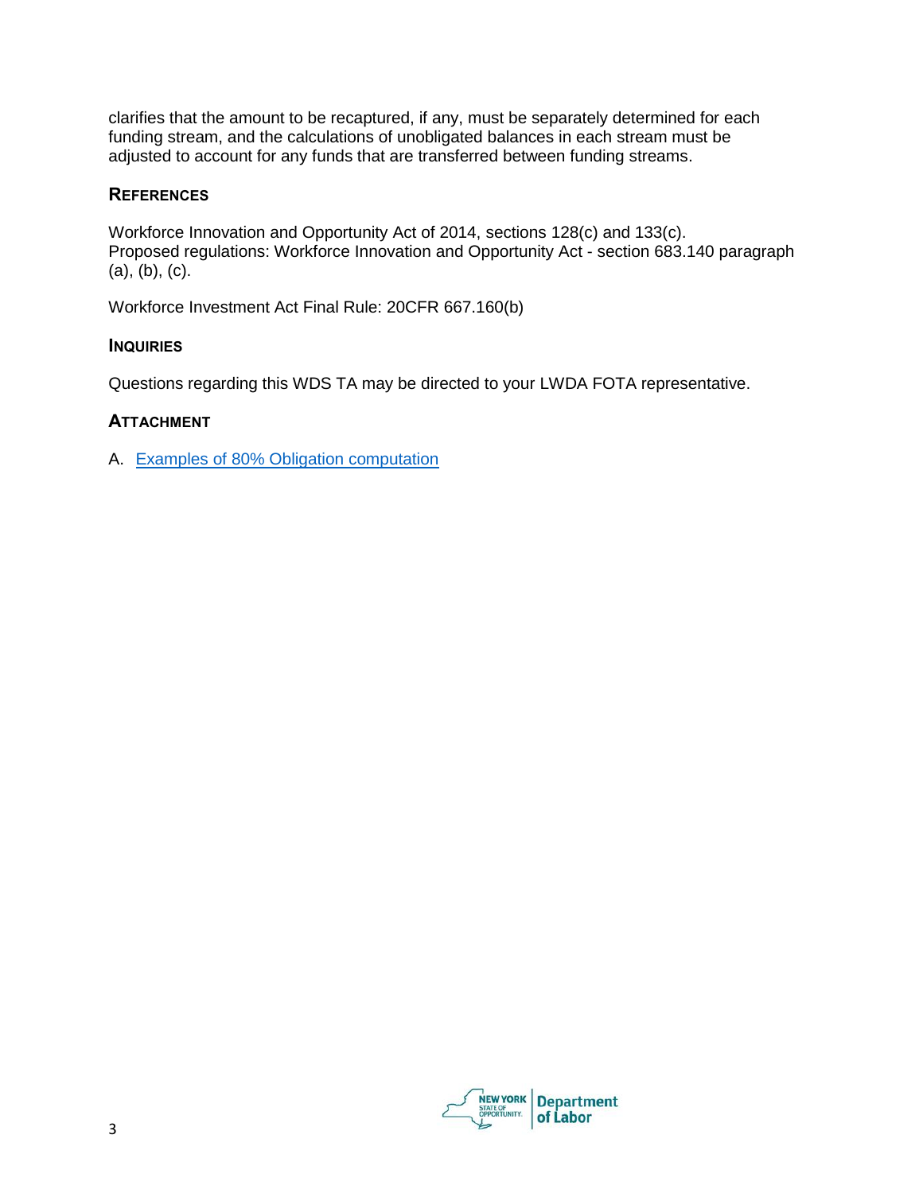clarifies that the amount to be recaptured, if any, must be separately determined for each funding stream, and the calculations of unobligated balances in each stream must be adjusted to account for any funds that are transferred between funding streams.

## REFERENCES

Workforce Innovation and Opportunity Act of 2014, sections 128(c) and 133(c).
Proposed regulations: Workforce Innovation and Opportunity Act - section 683.140 paragraph (a), (b), (c).

Workforce Investment Act Final Rule: 20CFR 667.160(b)

## INQUIRIES

Questions regarding this WDS TA may be directed to your LWDA FOTA representative.

## ATTACHMENT

A. Examples of 80% Obligation computation